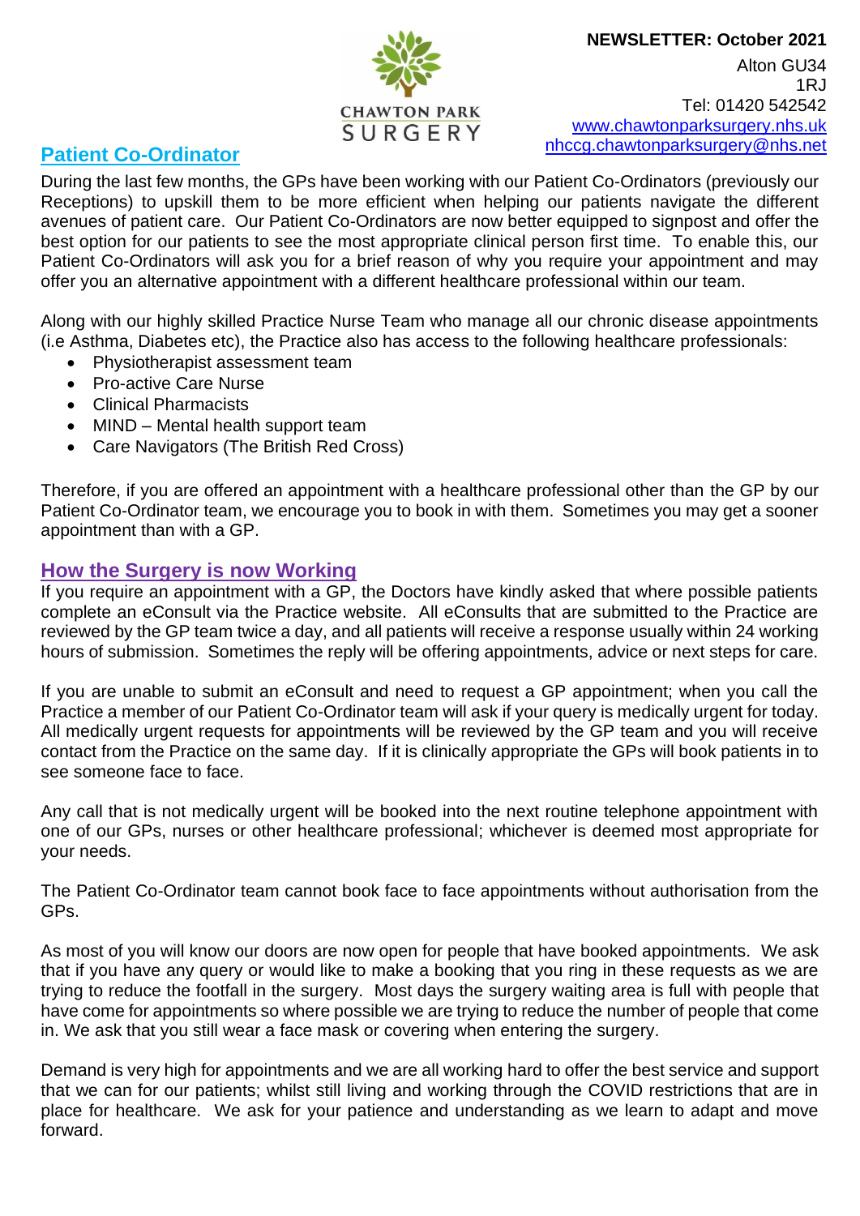**CHAWTON PARK SURGERY**

**NEWSLETTER: October 2021**

Alton GU34 1RJ
Tel: 01420 542542
www.chawtonparksurgery.nhs.uk
nhccg.chawtonparksurgery@nhs.net

## Patient Co-Ordinator

During the last few months, the GPs have been working with our Patient Co-Ordinators (previously our Receptions) to upskill them to be more efficient when helping our patients navigate the different avenues of patient care. Our Patient Co-Ordinators are now better equipped to signpost and offer the best option for our patients to see the most appropriate clinical person first time. To enable this, our Patient Co-Ordinators will ask you for a brief reason of why you require your appointment and may offer you an alternative appointment with a different healthcare professional within our team.

Along with our highly skilled Practice Nurse Team who manage all our chronic disease appointments (i.e Asthma, Diabetes etc), the Practice also has access to the following healthcare professionals:

- Physiotherapist assessment team
- Pro-active Care Nurse
- Clinical Pharmacists
- MIND – Mental health support team
- Care Navigators (The British Red Cross)

Therefore, if you are offered an appointment with a healthcare professional other than the GP by our Patient Co-Ordinator team, we encourage you to book in with them. Sometimes you may get a sooner appointment than with a GP.

## How the Surgery is now Working

If you require an appointment with a GP, the Doctors have kindly asked that where possible patients complete an eConsult via the Practice website. All eConsults that are submitted to the Practice are reviewed by the GP team twice a day, and all patients will receive a response usually within 24 working hours of submission. Sometimes the reply will be offering appointments, advice or next steps for care.

If you are unable to submit an eConsult and need to request a GP appointment; when you call the Practice a member of our Patient Co-Ordinator team will ask if your query is medically urgent for today. All medically urgent requests for appointments will be reviewed by the GP team and you will receive contact from the Practice on the same day. If it is clinically appropriate the GPs will book patients in to see someone face to face.

Any call that is not medically urgent will be booked into the next routine telephone appointment with one of our GPs, nurses or other healthcare professional; whichever is deemed most appropriate for your needs.

The Patient Co-Ordinator team cannot book face to face appointments without authorisation from the GPs.

As most of you will know our doors are now open for people that have booked appointments. We ask that if you have any query or would like to make a booking that you ring in these requests as we are trying to reduce the footfall in the surgery. Most days the surgery waiting area is full with people that have come for appointments so where possible we are trying to reduce the number of people that come in. We ask that you still wear a face mask or covering when entering the surgery.

Demand is very high for appointments and we are all working hard to offer the best service and support that we can for our patients; whilst still living and working through the COVID restrictions that are in place for healthcare. We ask for your patience and understanding as we learn to adapt and move forward.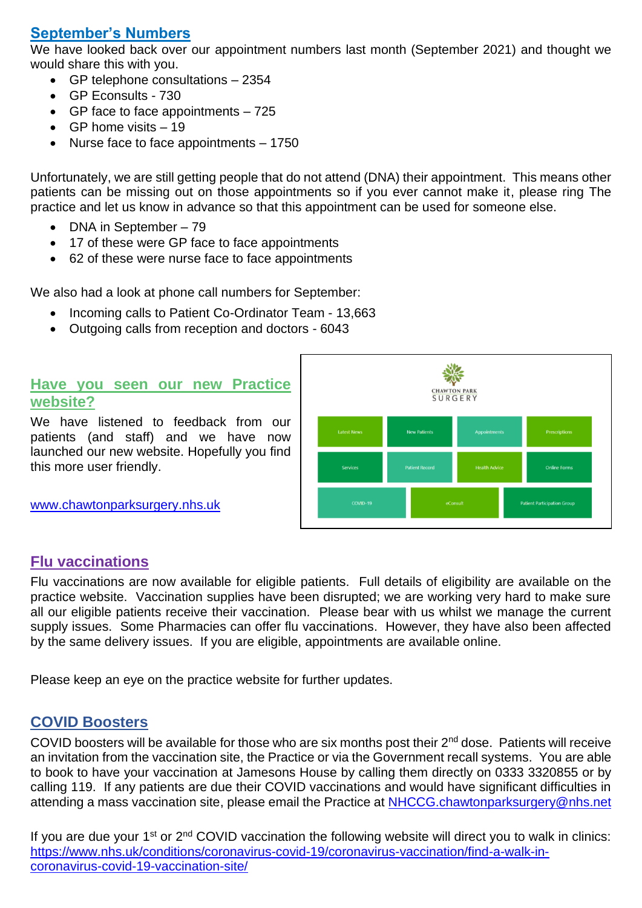## September's Numbers

We have looked back over our appointment numbers last month (September 2021) and thought we would share this with you.

- GP telephone consultations – 2354
- GP Econsults - 730
- GP face to face appointments – 725
- GP home visits – 19
- Nurse face to face appointments – 1750

Unfortunately, we are still getting people that do not attend (DNA) their appointment. This means other patients can be missing out on those appointments so if you ever cannot make it, please ring The practice and let us know in advance so that this appointment can be used for someone else.

- DNA in September – 79
- 17 of these were GP face to face appointments
- 62 of these were nurse face to face appointments

We also had a look at phone call numbers for September:

- Incoming calls to Patient Co-Ordinator Team - 13,663
- Outgoing calls from reception and doctors - 6043

## Have you seen our new Practice website?

We have listened to feedback from our patients (and staff) and we now launched our new website. Hopefully you find this more user friendly.

www.chawtonparksurgery.nhs.uk

## Flu vaccinations

Flu vaccinations are now available for eligible patients. Full details of eligibility are available on the practice website. Vaccination supplies have been disrupted; we are working very hard to make sure all our eligible patients receive their vaccination. Please bear with us whilst we manage the current supply issues. Some Pharmacies can offer flu vaccinations. However, they have also been affected by the same delivery issues. If you are eligible, appointments are available online.

Please keep an eye on the practice website for further updates.

## COVID Boosters

COVID boosters will be available for those who are six months post their 2nd dose. Patients will receive an invitation from the vaccination site, the Practice or via the Government recall systems. You are able to book to have your vaccination at Jamesons House by calling them directly on 0333 3320855 or by calling 119. If any patients are due their COVID vaccinations and would have significant difficulties in attending a mass vaccination site, please email the Practice at NHCCG.chawtonparksurgery@nhs.net

If you are due your 1st or 2nd COVID vaccination the following website will direct you to walk in clinics: https://www.nhs.uk/conditions/coronavirus-covid-19/coronavirus-vaccination/find-a-walk-in-coronavirus-covid-19-vaccination-site/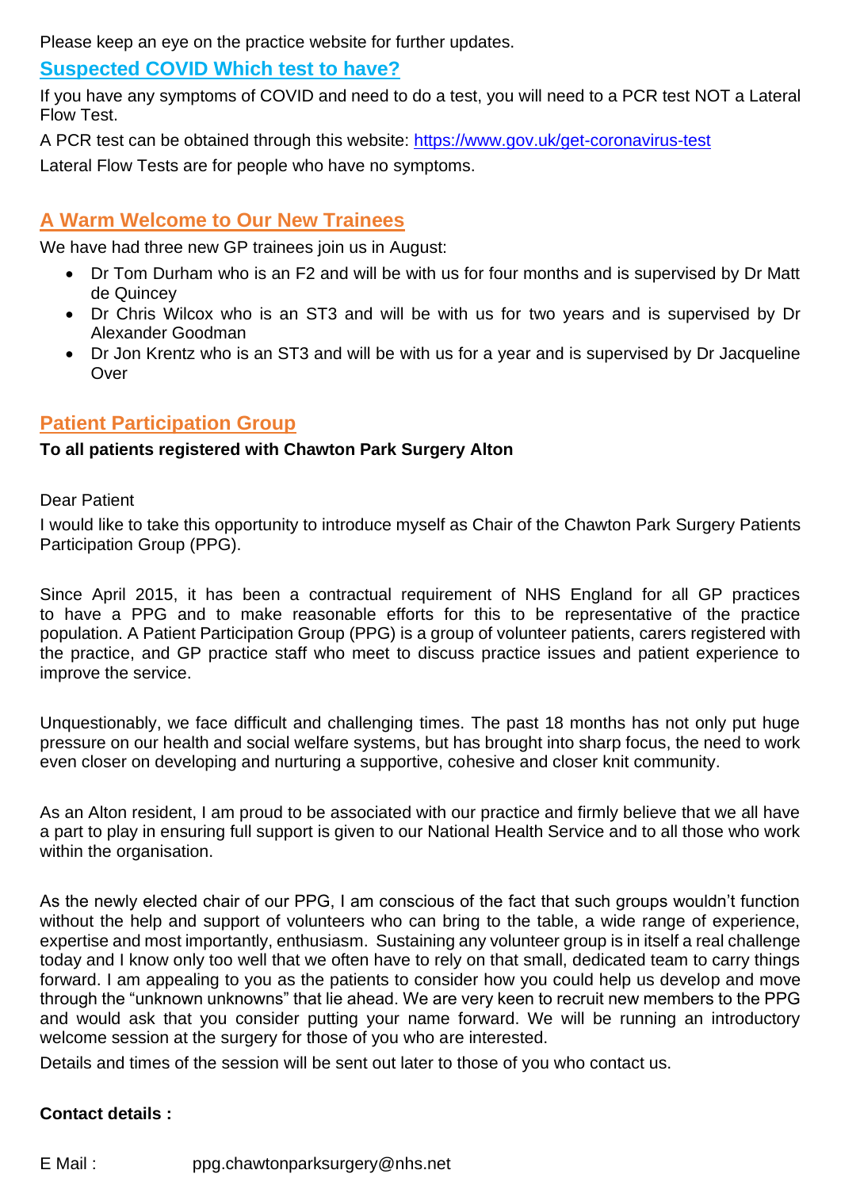Please keep an eye on the practice website for further updates.

## Suspected COVID Which test to have?

If you have any symptoms of COVID and need to do a test, you will need to a PCR test NOT a Lateral Flow Test.

A PCR test can be obtained through this website: https://www.gov.uk/get-coronavirus-test

Lateral Flow Tests are for people who have no symptoms.

## A Warm Welcome to Our New Trainees

We have had three new GP trainees join us in August:

- Dr Tom Durham who is an F2 and will be with us for four months and is supervised by Dr Matt de Quincey
- Dr Chris Wilcox who is an ST3 and will be with us for two years and is supervised by Dr Alexander Goodman
- Dr Jon Krentz who is an ST3 and will be with us for a year and is supervised by Dr Jacqueline Over

## Patient Participation Group

**To all patients registered with Chawton Park Surgery Alton**

Dear Patient

I would like to take this opportunity to introduce myself as Chair of the Chawton Park Surgery Patients Participation Group (PPG).

Since April 2015, it has been a contractual requirement of NHS England for all GP practices to have a PPG and to make reasonable efforts for this to be representative of the practice population. A Patient Participation Group (PPG) is a group of volunteer patients, carers registered with the practice, and GP practice staff who meet to discuss practice issues and patient experience to improve the service.

Unquestionably, we face difficult and challenging times. The past 18 months has not only put huge pressure on our health and social welfare systems, but has brought into sharp focus, the need to work even closer on developing and nurturing a supportive, cohesive and closer knit community.

As an Alton resident, I am proud to be associated with our practice and firmly believe that we all have a part to play in ensuring full support is given to our National Health Service and to all those who work within the organisation.

As the newly elected chair of our PPG, I am conscious of the fact that such groups wouldn't function without the help and support of volunteers who can bring to the table, a wide range of experience, expertise and most importantly, enthusiasm. Sustaining any volunteer group is in itself a real challenge today and I know only too well that we often have to rely on that small, dedicated team to carry things forward. I am appealing to you as the patients to consider how you could help us develop and move through the "unknown unknowns" that lie ahead. We are very keen to recruit new members to the PPG and would ask that you consider putting your name forward. We will be running an introductory welcome session at the surgery for those of you who are interested.

Details and times of the session will be sent out later to those of you who contact us.

**Contact details :**

E Mail : ppg.chawtonparksurgery@nhs.net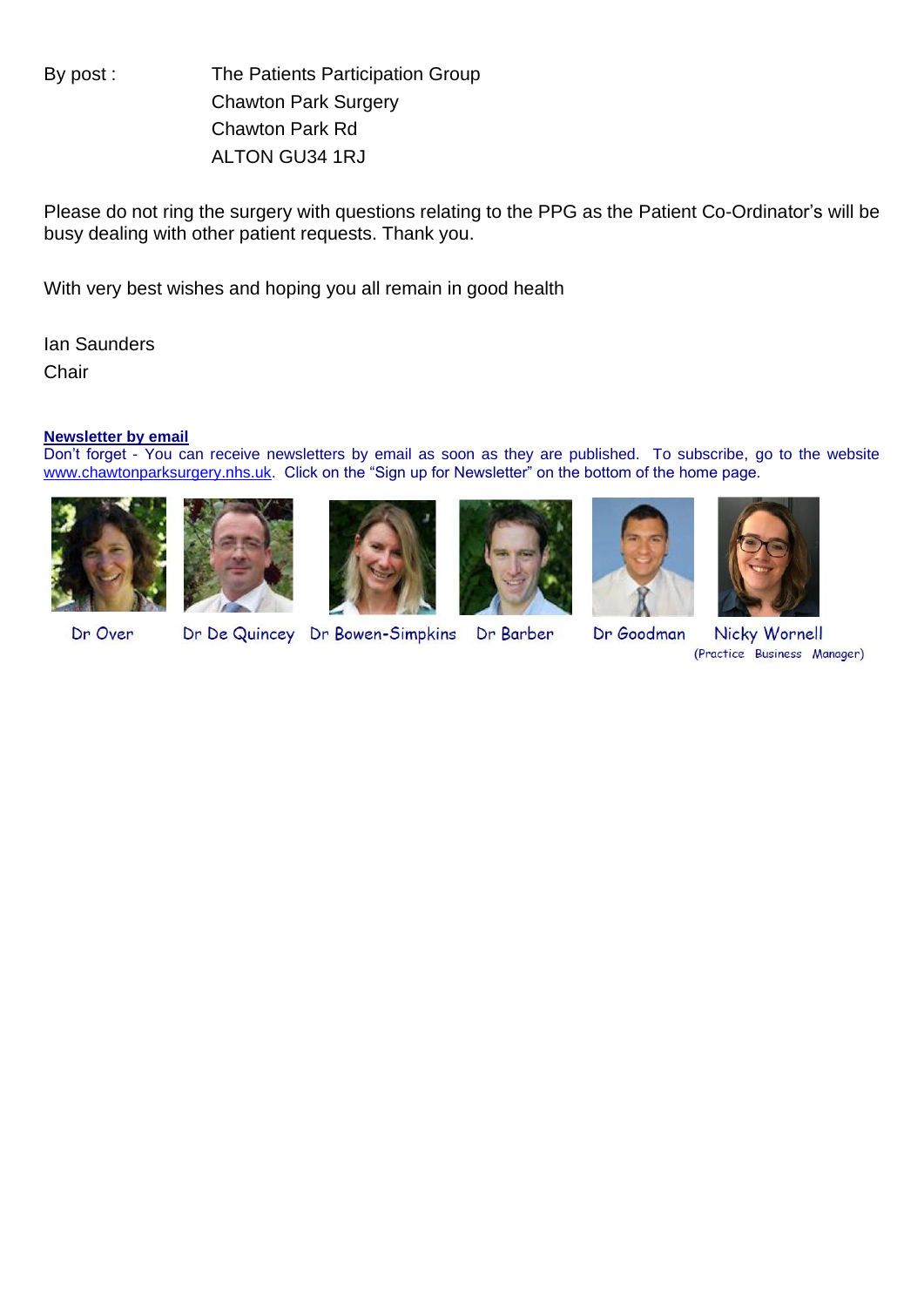By post : The Patients Participation Group
Chawton Park Surgery
Chawton Park Rd
ALTON GU34 1RJ

Please do not ring the surgery with questions relating to the PPG as the Patient Co-Ordinator's will be busy dealing with other patient requests. Thank you.

With very best wishes and hoping you all remain in good health

Ian Saunders
Chair

**Newsletter by email**
Don't forget - You can receive newsletters by email as soon as they are published. To subscribe, go to the website www.chawtonparksurgery.nhs.uk. Click on the "Sign up for Newsletter" on the bottom of the home page.

Dr Over Dr De Quincey Dr Bowen-Simpkins Dr Barber Dr Goodman Nicky Wornell (Practice Business Manager)